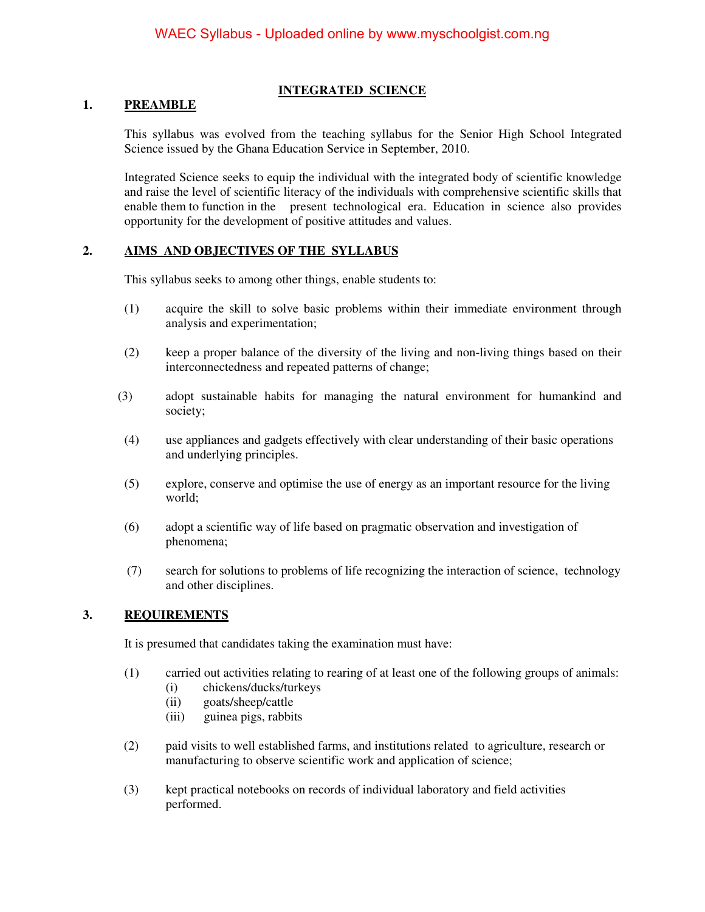# INTEGRATED SCIENCE

## 1. PREAMBLE

This syllabus was evolved from the teaching syllabus for the Senior High School Integrated Science issued by the Ghana Education Service in September, 2010.

Integrated Science seeks to equip the individual with the integrated body of scientific knowledge and raise the level of scientific literacy of the individuals with comprehensive scientific skills that enable them to function in the present technological era. Education in science also provides opportunity for the development of positive attitudes and values.

## 2. AIMS AND OBJECTIVES OF THE SYLLABUS

This syllabus seeks to among other things, enable students to:

(1) acquire the skill to solve basic problems within their immediate environment through analysis and experimentation;

(2) keep a proper balance of the diversity of the living and non-living things based on their interconnectedness and repeated patterns of change;

(3) adopt sustainable habits for managing the natural environment for humankind and society;

(4) use appliances and gadgets effectively with clear understanding of their basic operations and underlying principles.

(5) explore, conserve and optimise the use of energy as an important resource for the living world;

(6) adopt a scientific way of life based on pragmatic observation and investigation of phenomena;

(7) search for solutions to problems of life recognizing the interaction of science, technology and other disciplines.

## 3. REQUIREMENTS

It is presumed that candidates taking the examination must have:

(1) carried out activities relating to rearing of at least one of the following groups of animals:
  - (i) chickens/ducks/turkeys
  - (ii) goats/sheep/cattle
  - (iii) guinea pigs, rabbits

(2) paid visits to well established farms, and institutions related to agriculture, research or manufacturing to observe scientific work and application of science;

(3) kept practical notebooks on records of individual laboratory and field activities performed.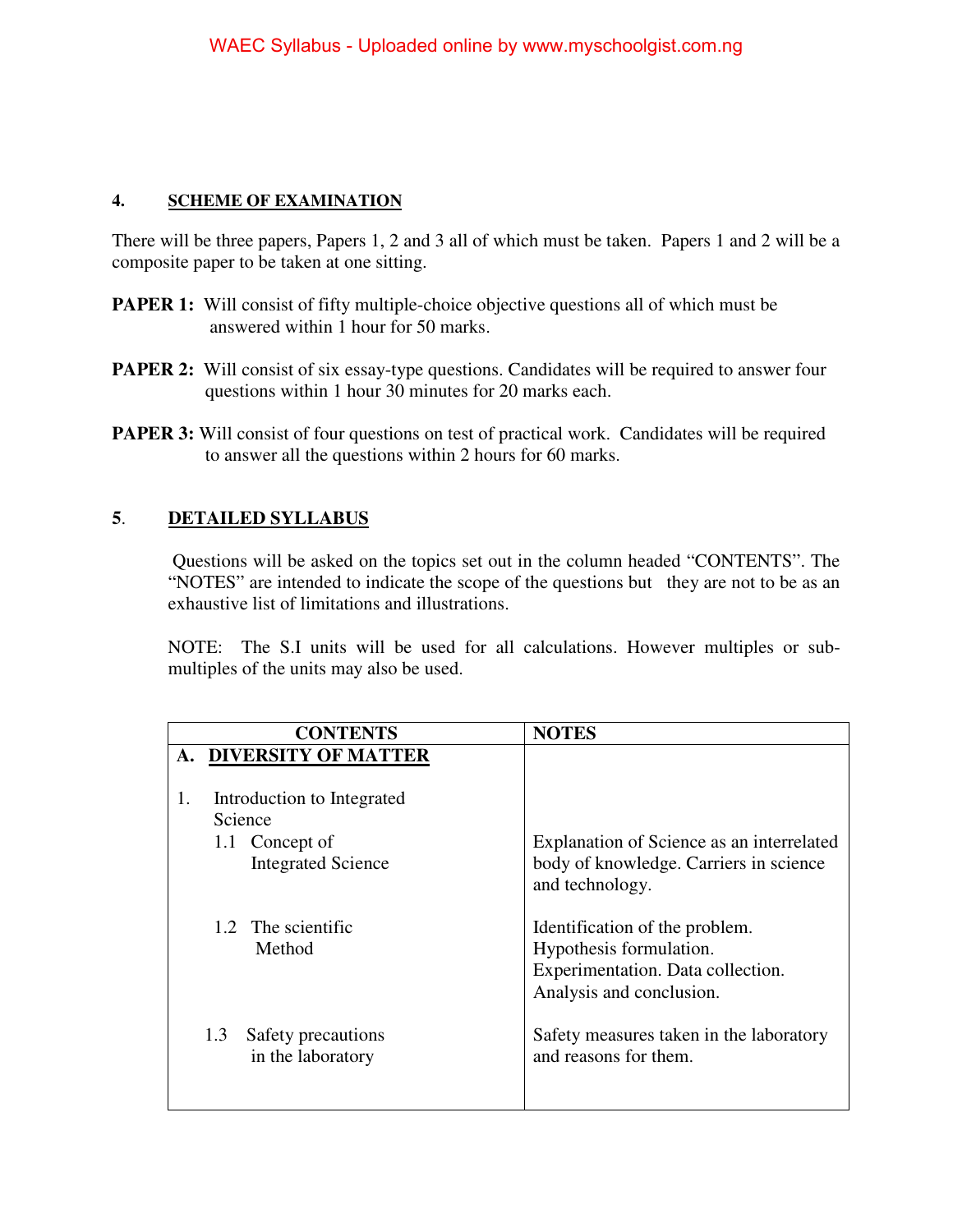## 4. SCHEME OF EXAMINATION

There will be three papers, Papers 1, 2 and 3 all of which must be taken. Papers 1 and 2 will be a composite paper to be taken at one sitting.

**PAPER 1:** Will consist of fifty multiple-choice objective questions all of which must be answered within 1 hour for 50 marks.

**PAPER 2:** Will consist of six essay-type questions. Candidates will be required to answer four questions within 1 hour 30 minutes for 20 marks each.

**PAPER 3:** Will consist of four questions on test of practical work. Candidates will be required to answer all the questions within 2 hours for 60 marks.

## 5. DETAILED SYLLABUS

Questions will be asked on the topics set out in the column headed "CONTENTS". The "NOTES" are intended to indicate the scope of the questions but they are not to be as an exhaustive list of limitations and illustrations.

NOTE: The S.I units will be used for all calculations. However multiples or sub-multiples of the units may also be used.

| CONTENTS | NOTES |
| --- | --- |
| **A. DIVERSITY OF MATTER** | |
| 1. Introduction to Integrated Science | |
| 1.1 Concept of Integrated Science | Explanation of Science as an interrelated body of knowledge. Carriers in science and technology. |
| 1.2 The scientific Method | Identification of the problem. Hypothesis formulation. Experimentation. Data collection. Analysis and conclusion. |
| 1.3 Safety precautions in the laboratory | Safety measures taken in the laboratory and reasons for them. |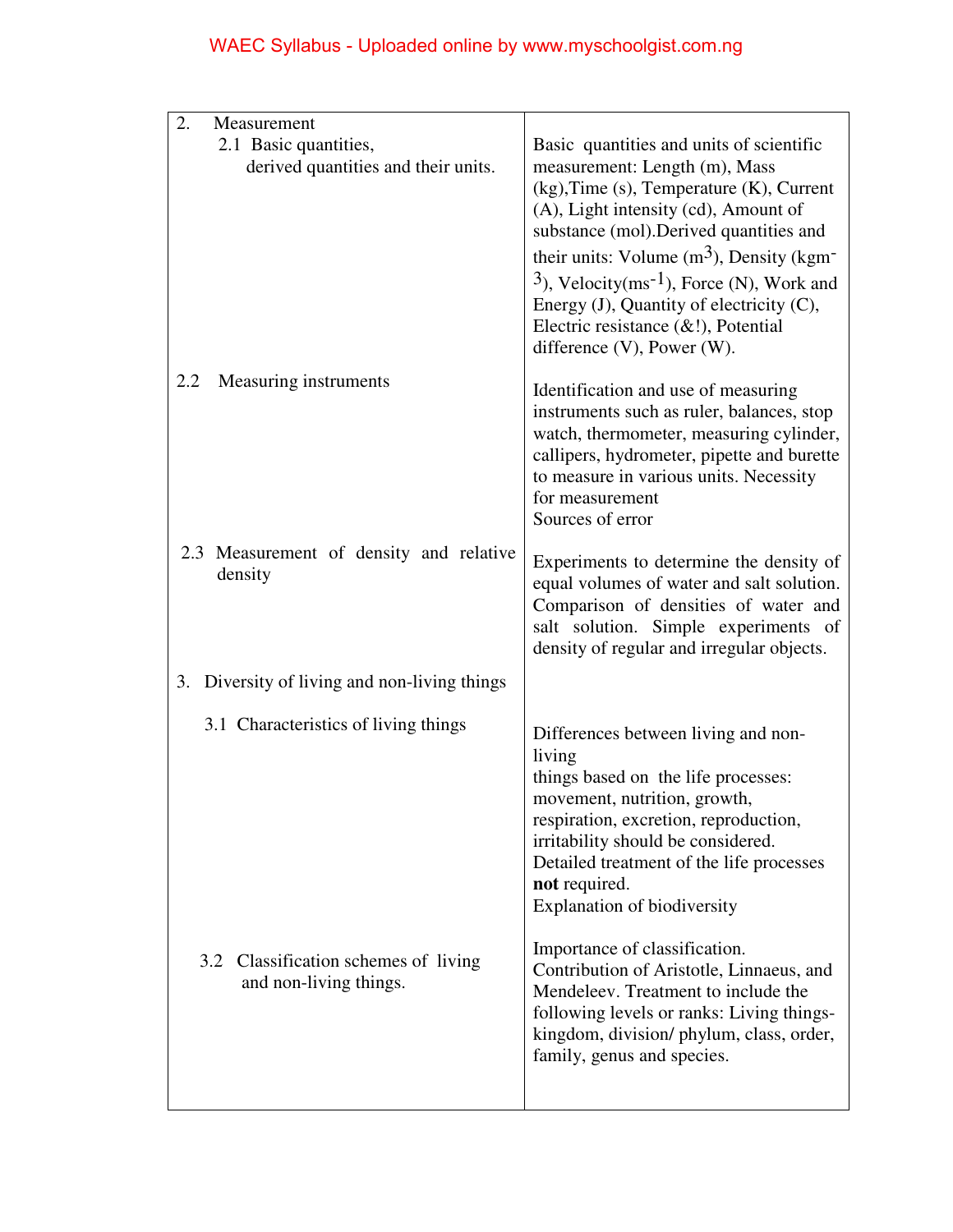| | |
|---|---|
| 2. Measurement<br>2.1 Basic quantities, derived quantities and their units. | Basic quantities and units of scientific measurement: Length (m), Mass (kg),Time (s), Temperature (K), Current (A), Light intensity (cd), Amount of substance (mol).Derived quantities and their units: Volume ($m^3$), Density ($kgm^{-3}$), Velocity($ms^{-1}$), Force (N), Work and Energy (J), Quantity of electricity (C), Electric resistance (&!), Potential difference (V), Power (W). |
| 2.2 Measuring instruments | Identification and use of measuring instruments such as ruler, balances, stop watch, thermometer, measuring cylinder, callipers, hydrometer, pipette and burette to measure in various units. Necessity for measurement<br>Sources of error |
| 2.3 Measurement of density and relative density | Experiments to determine the density of equal volumes of water and salt solution. Comparison of densities of water and salt solution. Simple experiments of density of regular and irregular objects. |
| 3. Diversity of living and non-living things<br>3.1 Characteristics of living things | Differences between living and non-living things based on the life processes: movement, nutrition, growth, respiration, excretion, reproduction, irritability should be considered. Detailed treatment of the life processes **not** required.<br>Explanation of biodiversity |
| 3.2 Classification schemes of living and non-living things. | Importance of classification. Contribution of Aristotle, Linnaeus, and Mendeleev. Treatment to include the following levels or ranks: Living things- kingdom, division/ phylum, class, order, family, genus and species. |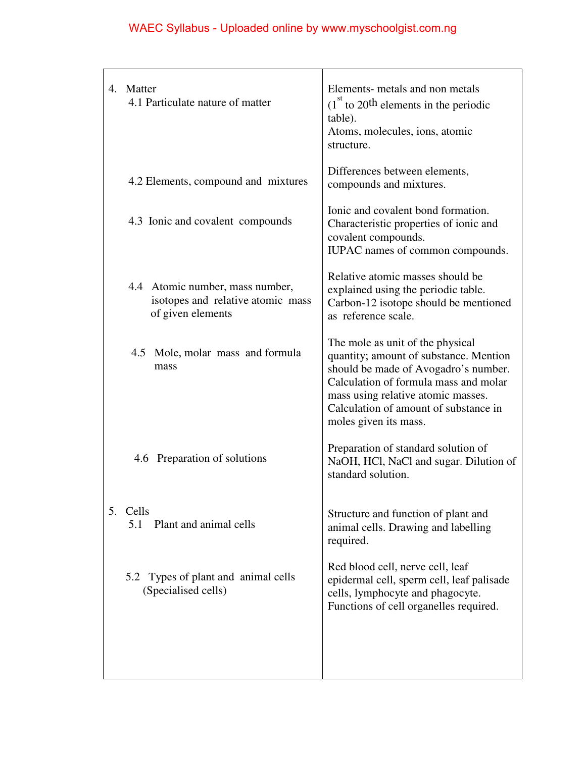| | |
|---|---|
| 4. Matter<br>4.1 Particulate nature of matter | Elements- metals and non metals ($1^{st}$ to $20^{th}$ elements in the periodic table).<br>Atoms, molecules, ions, atomic structure. |
| 4.2 Elements, compound and mixtures | Differences between elements, compounds and mixtures. |
| 4.3 Ionic and covalent compounds | Ionic and covalent bond formation. Characteristic properties of ionic and covalent compounds.<br>IUPAC names of common compounds. |
| 4.4 Atomic number, mass number, isotopes and relative atomic mass of given elements | Relative atomic masses should be explained using the periodic table. Carbon-12 isotope should be mentioned as reference scale. |
| 4.5 Mole, molar mass and formula mass | The mole as unit of the physical quantity; amount of substance. Mention should be made of Avogadro's number. Calculation of formula mass and molar mass using relative atomic masses. Calculation of amount of substance in moles given its mass. |
| 4.6 Preparation of solutions | Preparation of standard solution of NaOH, HCl, NaCl and sugar. Dilution of standard solution. |
| 5. Cells<br>5.1 Plant and animal cells | Structure and function of plant and animal cells. Drawing and labelling required. |
| 5.2 Types of plant and animal cells (Specialised cells) | Red blood cell, nerve cell, leaf epidermal cell, sperm cell, leaf palisade cells, lymphocyte and phagocyte. Functions of cell organelles required. |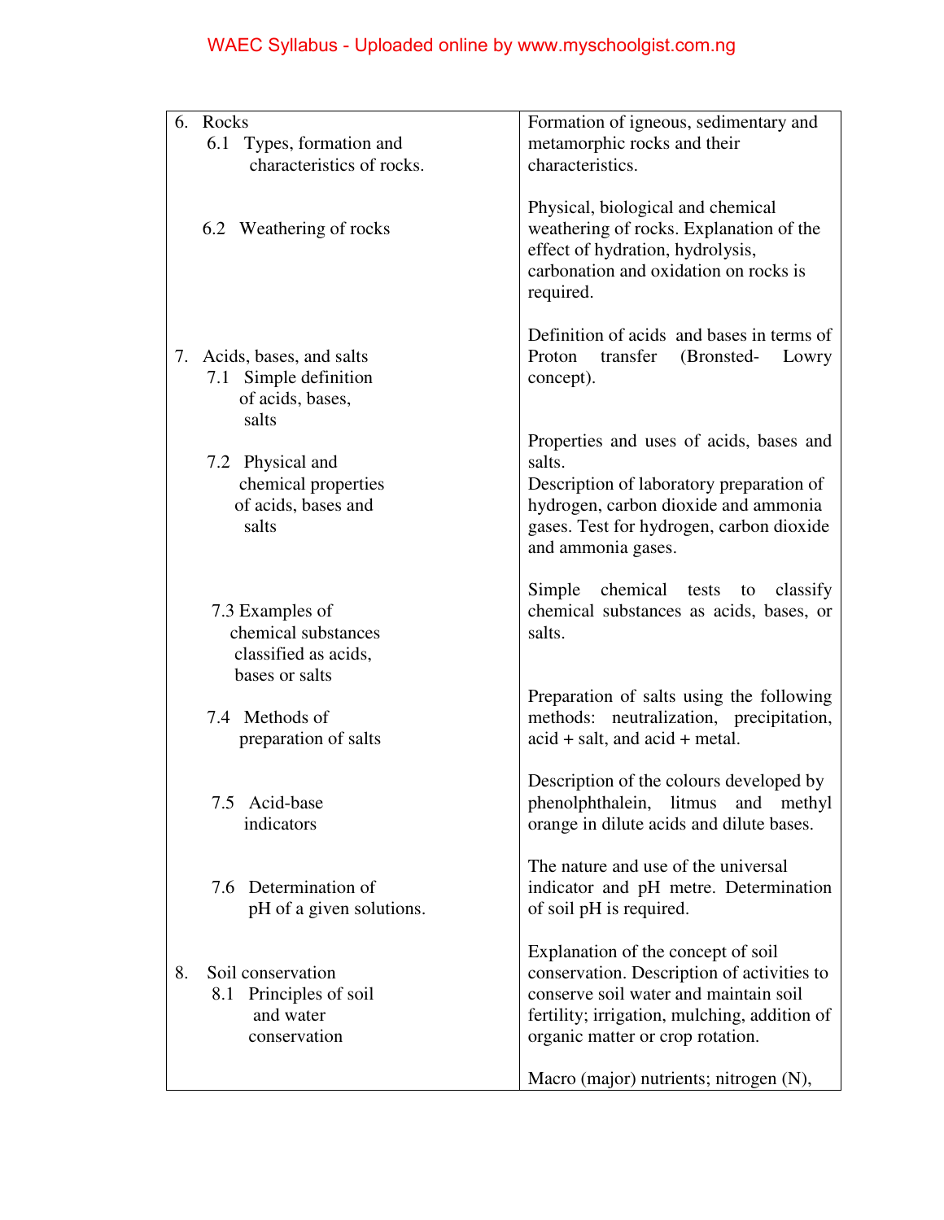| | |
|---|---|
| 6. Rocks<br>6.1 Types, formation and characteristics of rocks. | Formation of igneous, sedimentary and metamorphic rocks and their characteristics. |
| 6.2 Weathering of rocks | Physical, biological and chemical weathering of rocks. Explanation of the effect of hydration, hydrolysis, carbonation and oxidation on rocks is required. |
| 7. Acids, bases, and salts<br>7.1 Simple definition of acids, bases, salts | Definition of acids and bases in terms of Proton transfer (Bronsted- Lowry concept). |
| 7.2 Physical and chemical properties of acids, bases and salts | Properties and uses of acids, bases and salts.<br>Description of laboratory preparation of hydrogen, carbon dioxide and ammonia gases. Test for hydrogen, carbon dioxide and ammonia gases. |
| 7.3 Examples of chemical substances classified as acids, bases or salts | Simple chemical tests to classify chemical substances as acids, bases, or salts. |
| 7.4 Methods of preparation of salts | Preparation of salts using the following methods: neutralization, precipitation, acid + salt, and acid + metal. |
| 7.5 Acid-base indicators | Description of the colours developed by phenolphthalein, litmus and methyl orange in dilute acids and dilute bases. |
| 7.6 Determination of pH of a given solutions. | The nature and use of the universal indicator and pH metre. Determination of soil pH is required. |
| 8. Soil conservation<br>8.1 Principles of soil and water conservation | Explanation of the concept of soil conservation. Description of activities to conserve soil water and maintain soil fertility; irrigation, mulching, addition of organic matter or crop rotation.<br><br>Macro (major) nutrients; nitrogen (N), |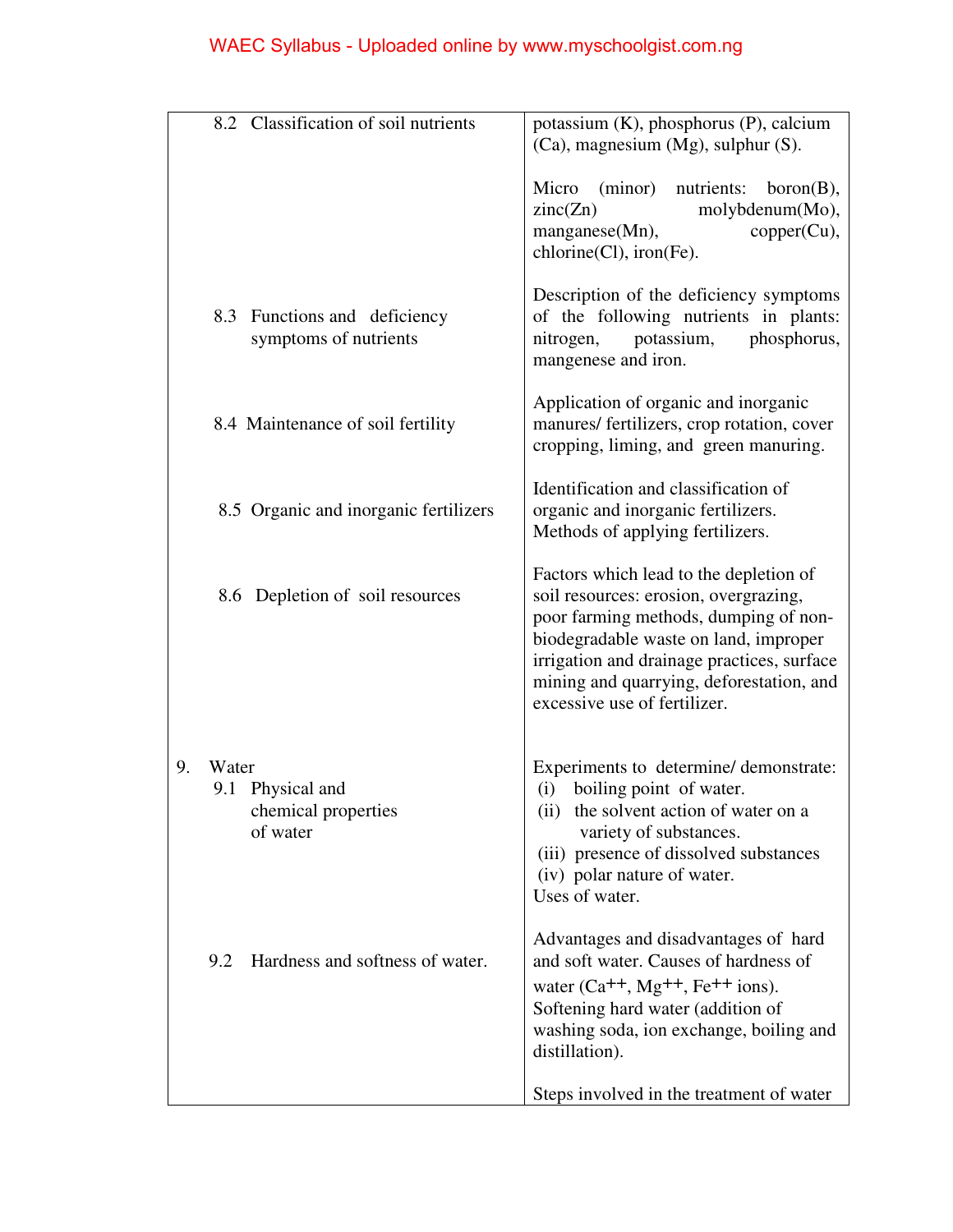| | |
|---|---|
| 8.2 Classification of soil nutrients | potassium (K), phosphorus (P), calcium (Ca), magnesium (Mg), sulphur (S).<br><br>Micro (minor) nutrients: boron(B), zinc(Zn) molybdenum(Mo), manganese(Mn), copper(Cu), chlorine(Cl), iron(Fe). |
| 8.3 Functions and deficiency symptoms of nutrients | Description of the deficiency symptoms of the following nutrients in plants: nitrogen, potassium, phosphorus, mangenese and iron. |
| 8.4 Maintenance of soil fertility | Application of organic and inorganic manures/ fertilizers, crop rotation, cover cropping, liming, and green manuring. |
| 8.5 Organic and inorganic fertilizers | Identification and classification of organic and inorganic fertilizers. Methods of applying fertilizers. |
| 8.6 Depletion of soil resources | Factors which lead to the depletion of soil resources: erosion, overgrazing, poor farming methods, dumping of non-biodegradable waste on land, improper irrigation and drainage practices, surface mining and quarrying, deforestation, and excessive use of fertilizer. |
| 9. Water<br>9.1 Physical and chemical properties of water | Experiments to determine/ demonstrate:<br>(i) boiling point of water.<br>(ii) the solvent action of water on a variety of substances.<br>(iii) presence of dissolved substances<br>(iv) polar nature of water.<br>Uses of water. |
| 9.2 Hardness and softness of water. | Advantages and disadvantages of hard and soft water. Causes of hardness of water ($Ca^{++}$, $Mg^{++}$, $Fe^{++}$ ions). Softening hard water (addition of washing soda, ion exchange, boiling and distillation).<br><br>Steps involved in the treatment of water |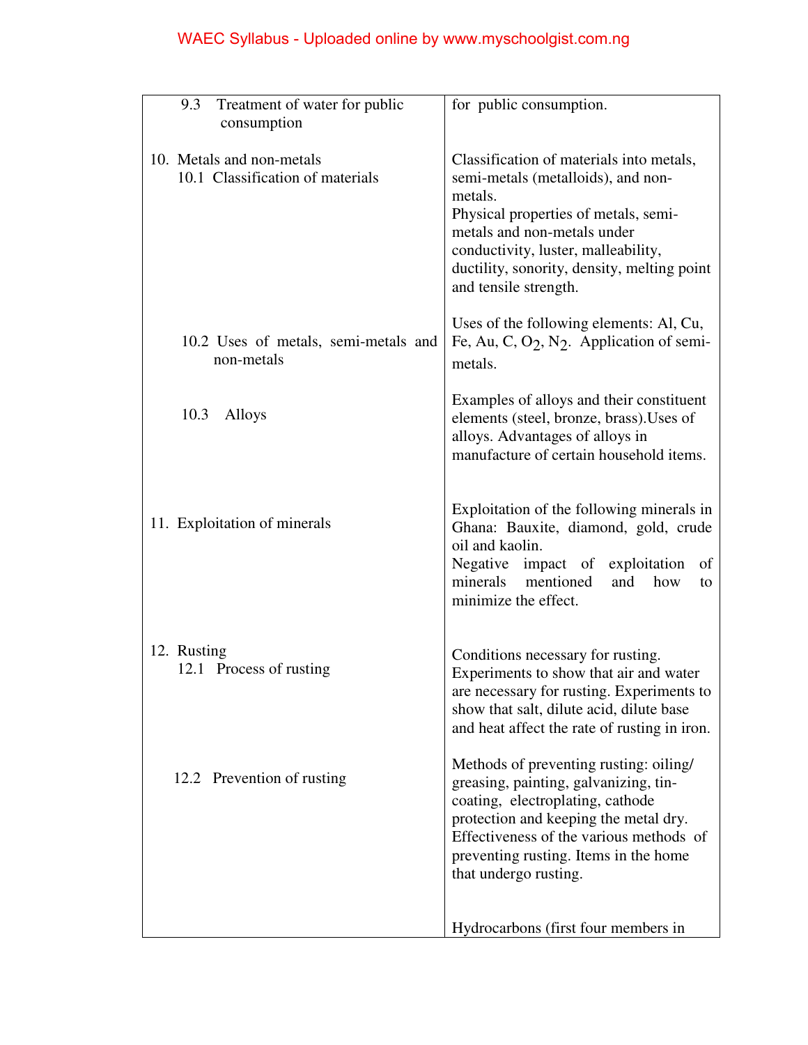| | |
|---|---|
| 9.3 Treatment of water for public consumption | for public consumption. |
| 10. Metals and non-metals<br>10.1 Classification of materials | Classification of materials into metals, semi-metals (metalloids), and non-metals.<br>Physical properties of metals, semi-metals and non-metals under conductivity, luster, malleability, ductility, sonority, density, melting point and tensile strength. |
| 10.2 Uses of metals, semi-metals and non-metals | Uses of the following elements: Al, Cu, Fe, Au, C, $O_2$, $N_2$. Application of semi-metals. |
| 10.3 Alloys | Examples of alloys and their constituent elements (steel, bronze, brass).Uses of alloys. Advantages of alloys in manufacture of certain household items. |
| 11. Exploitation of minerals | Exploitation of the following minerals in Ghana: Bauxite, diamond, gold, crude oil and kaolin.<br>Negative impact of exploitation of minerals mentioned and how to minimize the effect. |
| 12. Rusting<br>12.1 Process of rusting | Conditions necessary for rusting.<br>Experiments to show that air and water are necessary for rusting. Experiments to show that salt, dilute acid, dilute base and heat affect the rate of rusting in iron. |
| 12.2 Prevention of rusting | Methods of preventing rusting: oiling/ greasing, painting, galvanizing, tin-coating, electroplating, cathode protection and keeping the metal dry.<br>Effectiveness of the various methods of preventing rusting. Items in the home that undergo rusting. |
| | Hydrocarbons (first four members in |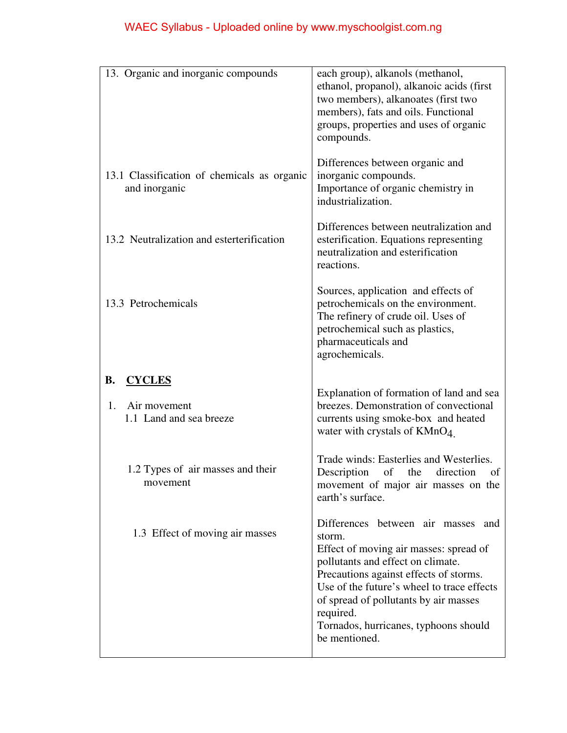| | |
|---|---|
| 13. Organic and inorganic compounds | each group), alkanols (methanol, ethanol, propanol), alkanoic acids (first two members), alkanoates (first two members), fats and oils. Functional groups, properties and uses of organic compounds. |
| 13.1 Classification of chemicals as organic and inorganic | Differences between organic and inorganic compounds. Importance of organic chemistry in industrialization. |
| 13.2 Neutralization and esterterification | Differences between neutralization and esterification. Equations representing neutralization and esterification reactions. |
| 13.3 Petrochemicals | Sources, application and effects of petrochemicals on the environment. The refinery of crude oil. Uses of petrochemical such as plastics, pharmaceuticals and agrochemicals. |
| **B. <u>CYCLES</u>** | |
| 1. Air movement<br>1.1 Land and sea breeze | Explanation of formation of land and sea breezes. Demonstration of convectional currents using smoke-box and heated water with crystals of $KMnO_4$. |
| 1.2 Types of air masses and their movement | Trade winds: Easterlies and Westerlies. Description of the direction of movement of major air masses on the earth's surface. |
| 1.3 Effect of moving air masses | Differences between air masses and storm.<br>Effect of moving air masses: spread of pollutants and effect on climate.<br>Precautions against effects of storms.<br>Use of the future's wheel to trace effects of spread of pollutants by air masses required.<br>Tornados, hurricanes, typhoons should be mentioned. |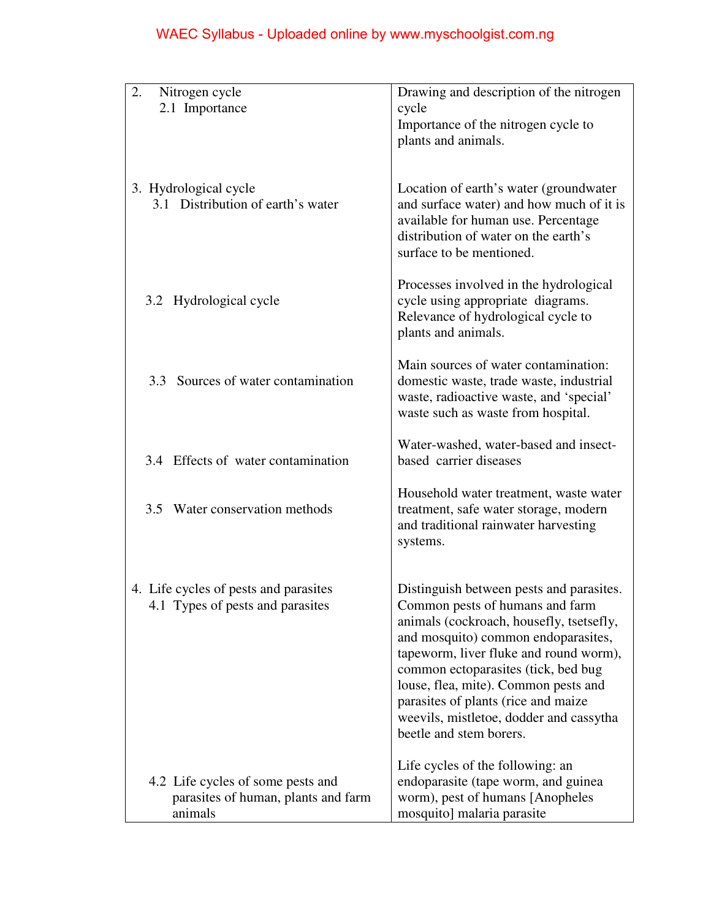| | |
|---|---|
| 2. Nitrogen cycle<br>2.1 Importance | Drawing and description of the nitrogen cycle<br>Importance of the nitrogen cycle to plants and animals. |
| 3. Hydrological cycle<br>3.1 Distribution of earth's water | Location of earth's water (groundwater and surface water) and how much of it is available for human use. Percentage distribution of water on the earth's surface to be mentioned. |
| 3.2 Hydrological cycle | Processes involved in the hydrological cycle using appropriate diagrams. Relevance of hydrological cycle to plants and animals. |
| 3.3 Sources of water contamination | Main sources of water contamination: domestic waste, trade waste, industrial waste, radioactive waste, and 'special' waste such as waste from hospital. |
| 3.4 Effects of water contamination | Water-washed, water-based and insect-based carrier diseases |
| 3.5 Water conservation methods | Household water treatment, waste water treatment, safe water storage, modern and traditional rainwater harvesting systems. |
| 4. Life cycles of pests and parasites<br>4.1 Types of pests and parasites | Distinguish between pests and parasites. Common pests of humans and farm animals (cockroach, housefly, tsetsefly, and mosquito) common endoparasites, tapeworm, liver fluke and round worm), common ectoparasites (tick, bed bug louse, flea, mite). Common pests and parasites of plants (rice and maize weevils, mistletoe, dodder and cassytha beetle and stem borers. |
| 4.2 Life cycles of some pests and parasites of human, plants and farm animals | Life cycles of the following: an endoparasite (tape worm, and guinea worm), pest of humans [Anopheles mosquito] malaria parasite |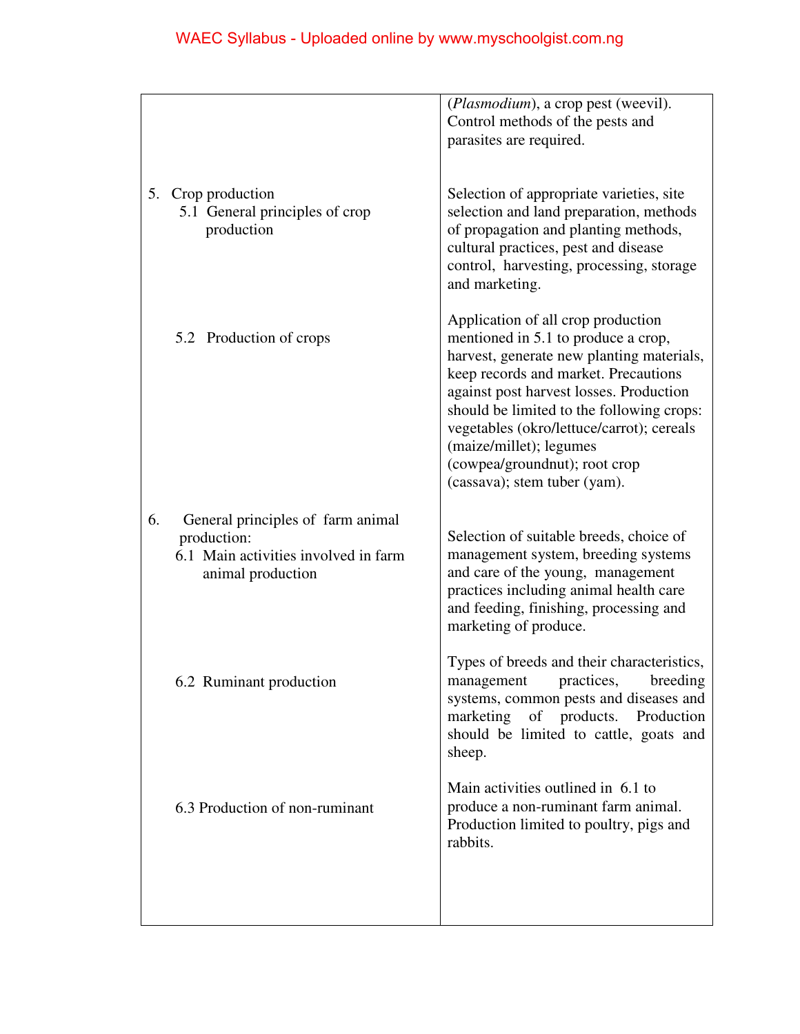| | |
|---|---|
| | (*Plasmodium*), a crop pest (weevil). Control methods of the pests and parasites are required. |
| 5. Crop production<br>5.1 General principles of crop production | Selection of appropriate varieties, site selection and land preparation, methods of propagation and planting methods, cultural practices, pest and disease control, harvesting, processing, storage and marketing. |
| 5.2 Production of crops | Application of all crop production mentioned in 5.1 to produce a crop, harvest, generate new planting materials, keep records and market. Precautions against post harvest losses. Production should be limited to the following crops: vegetables (okro/lettuce/carrot); cereals (maize/millet); legumes (cowpea/groundnut); root crop (cassava); stem tuber (yam). |
| 6. General principles of farm animal production:<br>6.1 Main activities involved in farm animal production | Selection of suitable breeds, choice of management system, breeding systems and care of the young, management practices including animal health care and feeding, finishing, processing and marketing of produce. |
| 6.2 Ruminant production | Types of breeds and their characteristics, management practices, breeding systems, common pests and diseases and marketing of products. Production should be limited to cattle, goats and sheep. |
| 6.3 Production of non-ruminant | Main activities outlined in 6.1 to produce a non-ruminant farm animal. Production limited to poultry, pigs and rabbits. |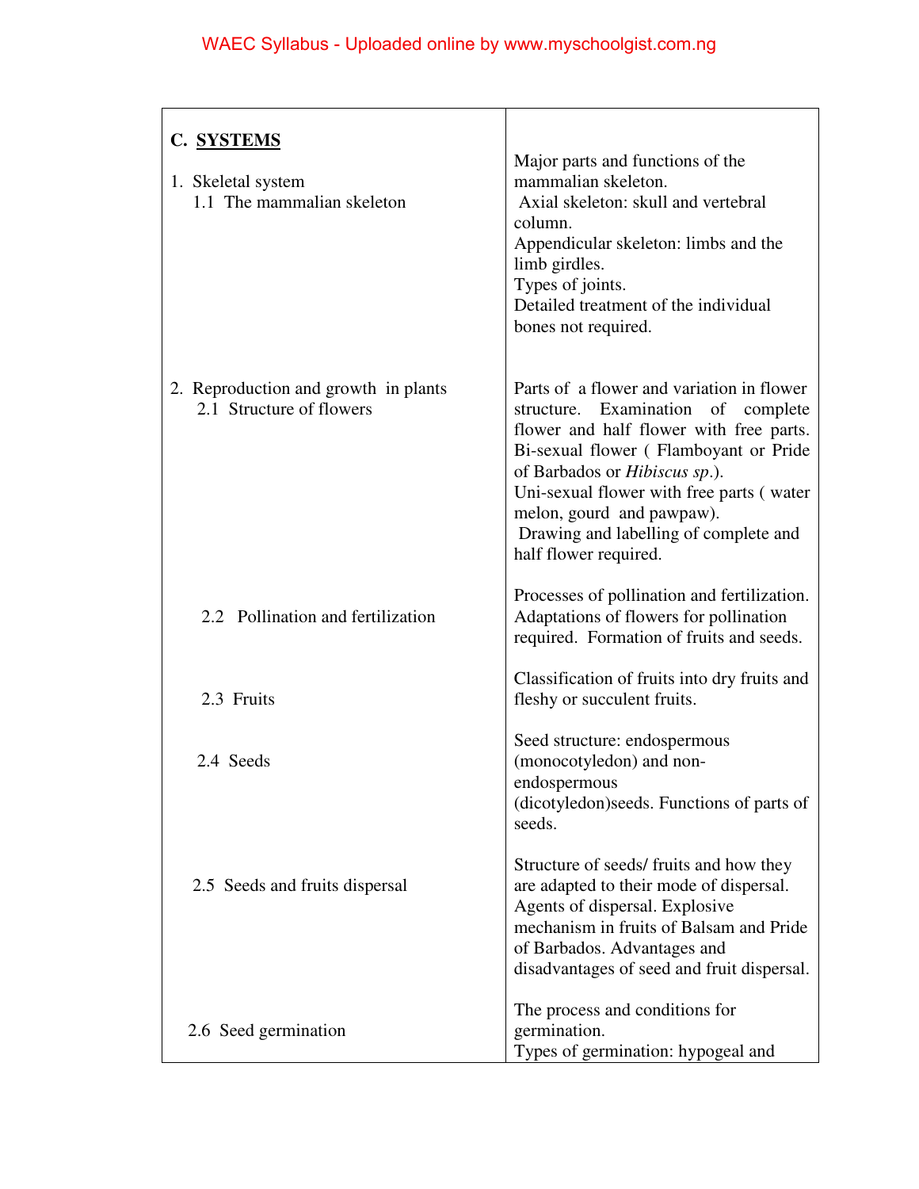| C. **SYSTEMS** | |
|---|---|
| 1. Skeletal system<br>1.1 The mammalian skeleton | Major parts and functions of the mammalian skeleton.<br>Axial skeleton: skull and vertebral column.<br>Appendicular skeleton: limbs and the limb girdles.<br>Types of joints.<br>Detailed treatment of the individual bones not required. |
| 2. Reproduction and growth in plants<br>2.1 Structure of flowers | Parts of a flower and variation in flower structure. Examination of complete flower and half flower with free parts. Bi-sexual flower ( Flamboyant or Pride of Barbados or *Hibiscus sp*.).<br>Uni-sexual flower with free parts ( water melon, gourd and pawpaw).<br>Drawing and labelling of complete and half flower required. |
| 2.2 Pollination and fertilization | Processes of pollination and fertilization. Adaptations of flowers for pollination required. Formation of fruits and seeds. |
| 2.3 Fruits | Classification of fruits into dry fruits and fleshy or succulent fruits. |
| 2.4 Seeds | Seed structure: endospermous (monocotyledon) and non-endospermous (dicotyledon)seeds. Functions of parts of seeds. |
| 2.5 Seeds and fruits dispersal | Structure of seeds/ fruits and how they are adapted to their mode of dispersal. Agents of dispersal. Explosive mechanism in fruits of Balsam and Pride of Barbados. Advantages and disadvantages of seed and fruit dispersal. |
| 2.6 Seed germination | The process and conditions for germination.<br>Types of germination: hypogeal and |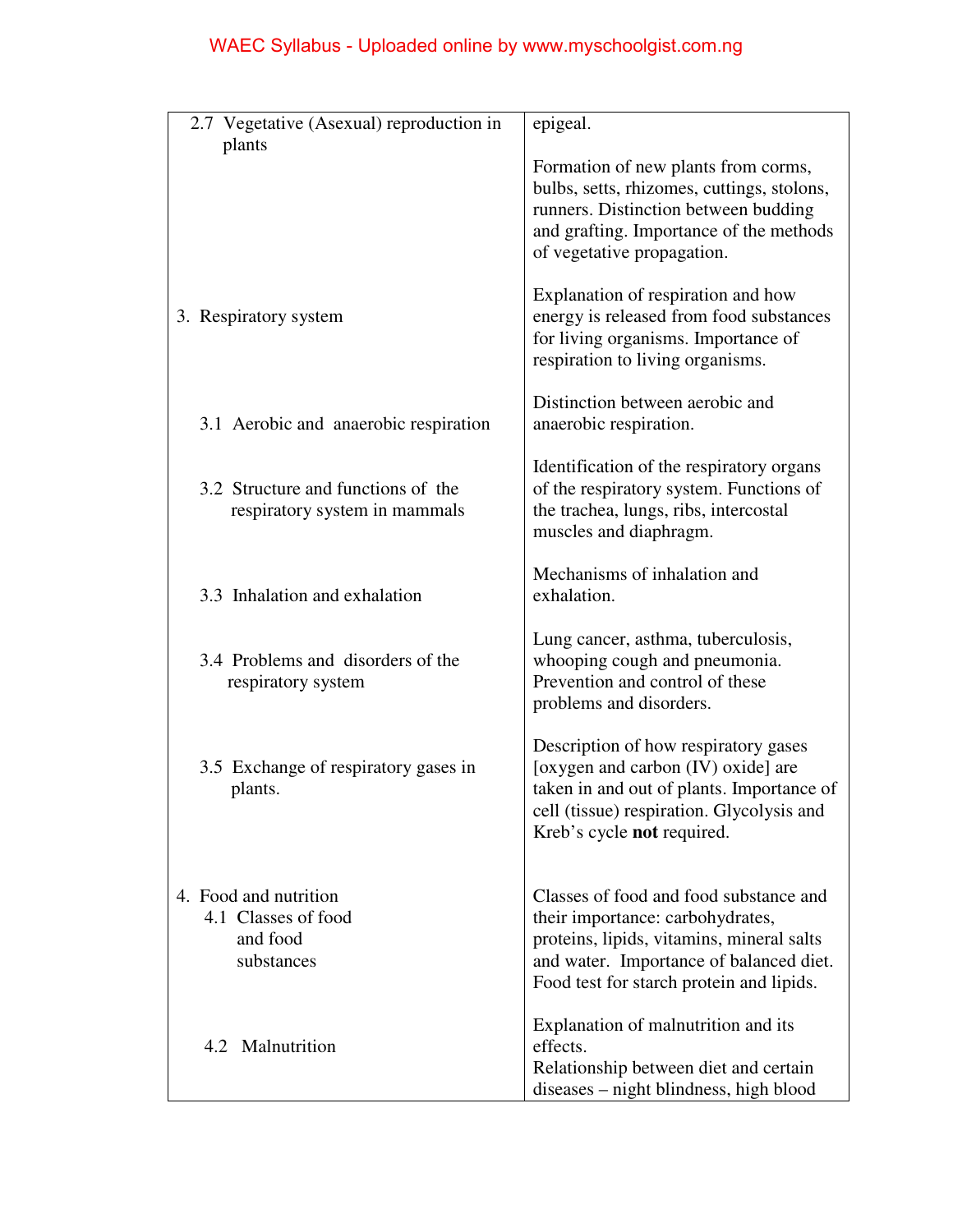| | |
|---|---|
| | epigeal. |
| 2.7 Vegetative (Asexual) reproduction in plants | Formation of new plants from corms, bulbs, setts, rhizomes, cuttings, stolons, runners. Distinction between budding and grafting. Importance of the methods of vegetative propagation. |
| 3. Respiratory system | Explanation of respiration and how energy is released from food substances for living organisms. Importance of respiration to living organisms. |
| 3.1 Aerobic and anaerobic respiration | Distinction between aerobic and anaerobic respiration. |
| 3.2 Structure and functions of the respiratory system in mammals | Identification of the respiratory organs of the respiratory system. Functions of the trachea, lungs, ribs, intercostal muscles and diaphragm. |
| 3.3 Inhalation and exhalation | Mechanisms of inhalation and exhalation. |
| 3.4 Problems and disorders of the respiratory system | Lung cancer, asthma, tuberculosis, whooping cough and pneumonia. Prevention and control of these problems and disorders. |
| 3.5 Exchange of respiratory gases in plants. | Description of how respiratory gases [oxygen and carbon (IV) oxide] are taken in and out of plants. Importance of cell (tissue) respiration. Glycolysis and Kreb's cycle **not** required. |
| 4. Food and nutrition<br>4.1 Classes of food and food substances | Classes of food and food substance and their importance: carbohydrates, proteins, lipids, vitamins, mineral salts and water. Importance of balanced diet. Food test for starch protein and lipids. |
| 4.2 Malnutrition | Explanation of malnutrition and its effects.<br>Relationship between diet and certain diseases – night blindness, high blood |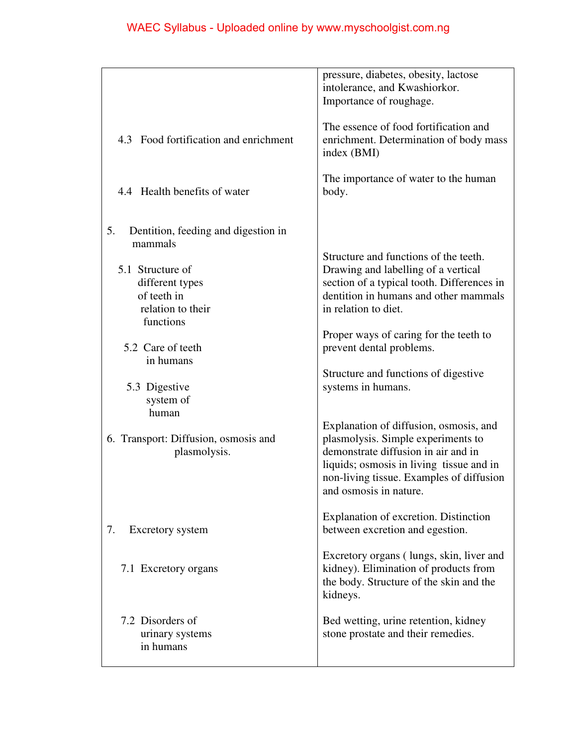| | |
|---|---|
| | pressure, diabetes, obesity, lactose intolerance, and Kwashiorkor. Importance of roughage. |
| 4.3 Food fortification and enrichment | The essence of food fortification and enrichment. Determination of body mass index (BMI) |
| 4.4 Health benefits of water | The importance of water to the human body. |
| 5. Dentition, feeding and digestion in mammals | |
| 5.1 Structure of different types of teeth in relation to their functions | Structure and functions of the teeth. Drawing and labelling of a vertical section of a typical tooth. Differences in dentition in humans and other mammals in relation to diet. |
| 5.2 Care of teeth in humans | Proper ways of caring for the teeth to prevent dental problems. |
| 5.3 Digestive system of human | Structure and functions of digestive systems in humans. |
| 6. Transport: Diffusion, osmosis and plasmolysis. | Explanation of diffusion, osmosis, and plasmolysis. Simple experiments to demonstrate diffusion in air and in liquids; osmosis in living tissue and in non-living tissue. Examples of diffusion and osmosis in nature. |
| 7. Excretory system | Explanation of excretion. Distinction between excretion and egestion. |
| 7.1 Excretory organs | Excretory organs ( lungs, skin, liver and kidney). Elimination of products from the body. Structure of the skin and the kidneys. |
| 7.2 Disorders of urinary systems in humans | Bed wetting, urine retention, kidney stone prostate and their remedies. |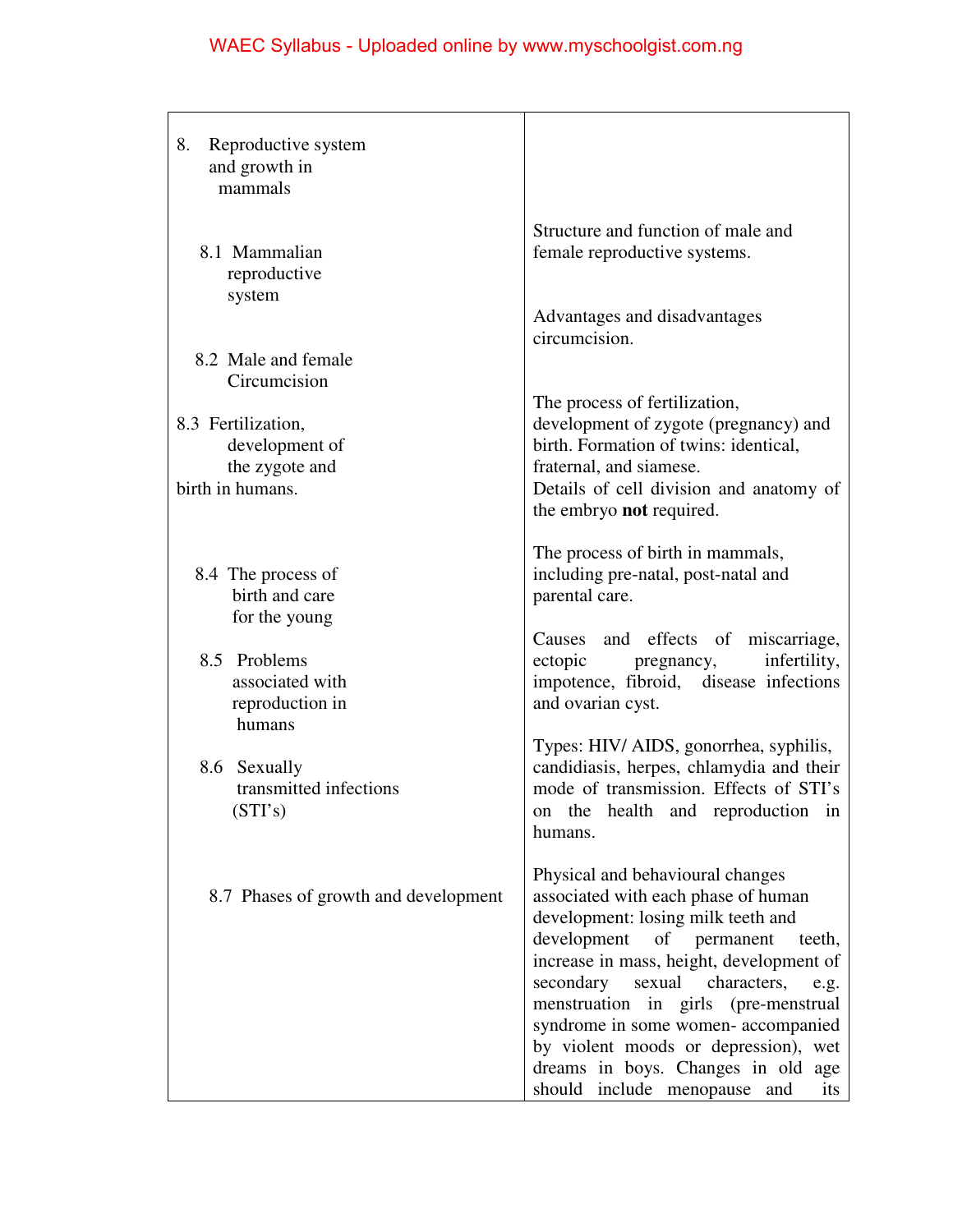| | |
|---|---|
| 8. Reproductive system and growth in mammals | |
| 8.1 Mammalian reproductive system | Structure and function of male and female reproductive systems. |
| 8.2 Male and female Circumcision | Advantages and disadvantages circumcision. |
| 8.3 Fertilization, development of the zygote and birth in humans. | The process of fertilization, development of zygote (pregnancy) and birth. Formation of twins: identical, fraternal, and siamese.<br>Details of cell division and anatomy of the embryo **not** required. |
| 8.4 The process of birth and care for the young | The process of birth in mammals, including pre-natal, post-natal and parental care. |
| 8.5 Problems associated with reproduction in humans | Causes and effects of miscarriage, ectopic pregnancy, infertility, impotence, fibroid, disease infections and ovarian cyst. |
| 8.6 Sexually transmitted infections (STI's) | Types: HIV/ AIDS, gonorrhea, syphilis, candidiasis, herpes, chlamydia and their mode of transmission. Effects of STI's on the health and reproduction in humans. |
| 8.7 Phases of growth and development | Physical and behavioural changes associated with each phase of human development: losing milk teeth and development of permanent teeth, increase in mass, height, development of secondary sexual characters, e.g. menstruation in girls (pre-menstrual syndrome in some women- accompanied by violent moods or depression), wet dreams in boys. Changes in old age should include menopause and its |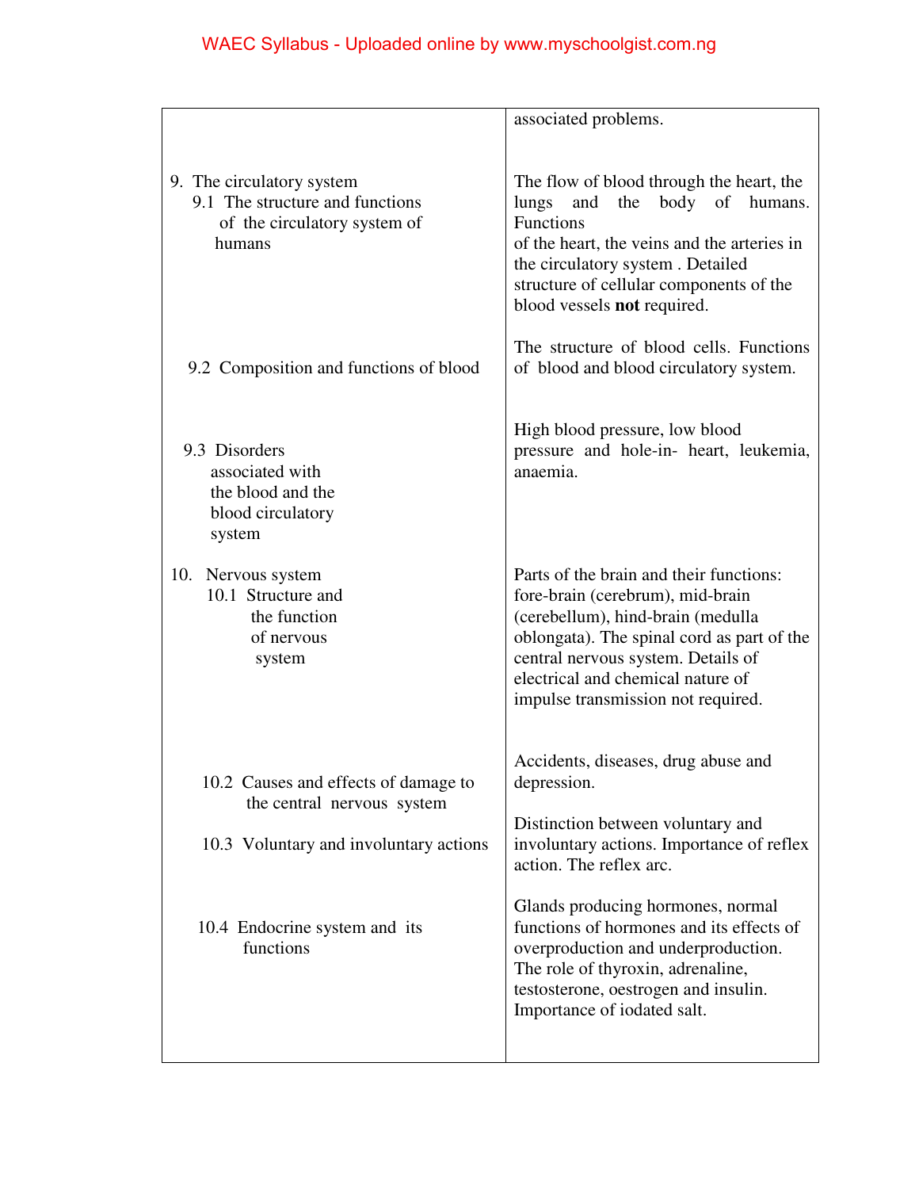| | |
|---|---|
| | associated problems. |
| 9. The circulatory system<br>9.1 The structure and functions of the circulatory system of humans | The flow of blood through the heart, the lungs and the body of humans. Functions of the heart, the veins and the arteries in the circulatory system . Detailed structure of cellular components of the blood vessels **not** required. |
| 9.2 Composition and functions of blood | The structure of blood cells. Functions of blood and blood circulatory system. |
| 9.3 Disorders associated with the blood and the blood circulatory system | High blood pressure, low blood pressure and hole-in- heart, leukemia, anaemia. |
| 10. Nervous system<br>10.1 Structure and the function of nervous system | Parts of the brain and their functions: fore-brain (cerebrum), mid-brain (cerebellum), hind-brain (medulla oblongata). The spinal cord as part of the central nervous system. Details of electrical and chemical nature of impulse transmission not required. |
| 10.2 Causes and effects of damage to the central nervous system | Accidents, diseases, drug abuse and depression. |
| 10.3 Voluntary and involuntary actions | Distinction between voluntary and involuntary actions. Importance of reflex action. The reflex arc. |
| 10.4 Endocrine system and its functions | Glands producing hormones, normal functions of hormones and its effects of overproduction and underproduction. The role of thyroxin, adrenaline, testosterone, oestrogen and insulin. Importance of iodated salt. |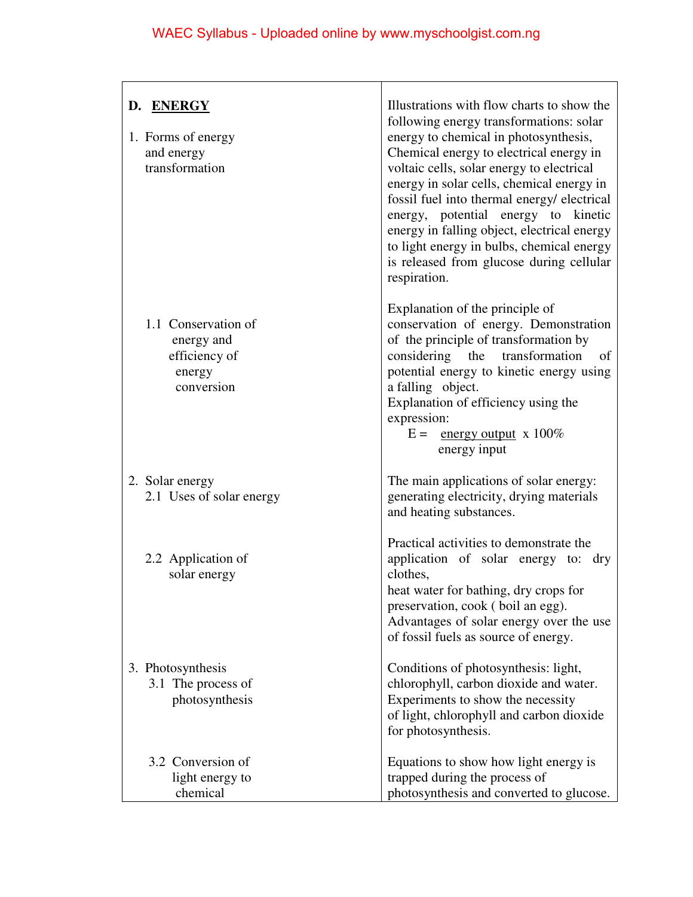| **D. ENERGY**<br><br>1. Forms of energy and energy transformation | Illustrations with flow charts to show the following energy transformations: solar energy to chemical in photosynthesis, Chemical energy to electrical energy in voltaic cells, solar energy to electrical energy in solar cells, chemical energy in fossil fuel into thermal energy/ electrical energy, potential energy to kinetic energy in falling object, electrical energy to light energy in bulbs, chemical energy is released from glucose during cellular respiration. |
|---|---|
| 1.1 Conservation of energy and efficiency of energy conversion | Explanation of the principle of conservation of energy. Demonstration of the principle of transformation by considering the transformation of potential energy to kinetic energy using a falling object.<br>Explanation of efficiency using the expression:<br>$E = \frac{\text{energy output}}{\text{energy input}} \times 100\%$ |
| 2. Solar energy<br>2.1 Uses of solar energy | The main applications of solar energy: generating electricity, drying materials and heating substances. |
| 2.2 Application of solar energy | Practical activities to demonstrate the application of solar energy to: dry clothes,<br>heat water for bathing, dry crops for preservation, cook ( boil an egg).<br>Advantages of solar energy over the use of fossil fuels as source of energy. |
| 3. Photosynthesis<br>3.1 The process of photosynthesis | Conditions of photosynthesis: light, chlorophyll, carbon dioxide and water.<br>Experiments to show the necessity of light, chlorophyll and carbon dioxide for photosynthesis. |
| 3.2 Conversion of light energy to chemical | Equations to show how light energy is trapped during the process of photosynthesis and converted to glucose. |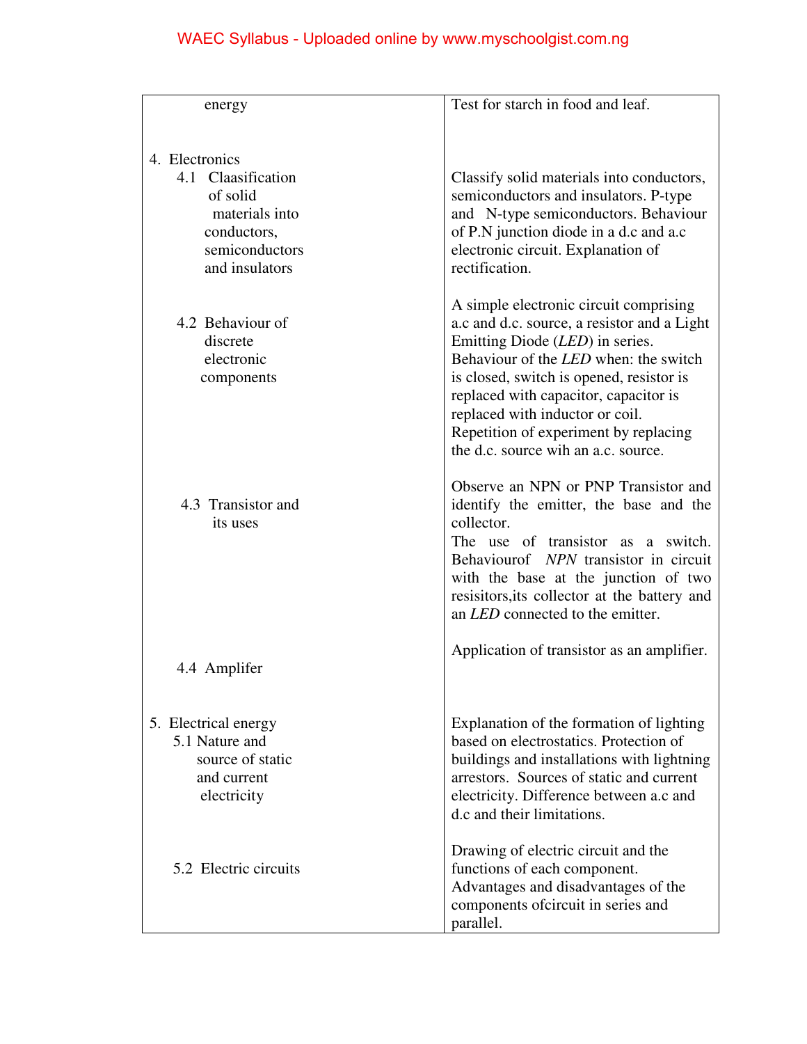| | |
|---|---|
| energy | Test for starch in food and leaf. |
| 4. Electronics<br>4.1 Claasification of solid materials into conductors, semiconductors and insulators | Classify solid materials into conductors, semiconductors and insulators. P-type and N-type semiconductors. Behaviour of P.N junction diode in a d.c and a.c electronic circuit. Explanation of rectification. |
| 4.2 Behaviour of discrete electronic components | A simple electronic circuit comprising a.c and d.c. source, a resistor and a Light Emitting Diode (*LED*) in series. Behaviour of the *LED* when: the switch is closed, switch is opened, resistor is replaced with capacitor, capacitor is replaced with inductor or coil. Repetition of experiment by replacing the d.c. source wih an a.c. source. |
| 4.3 Transistor and its uses | Observe an NPN or PNP Transistor and identify the emitter, the base and the collector.<br>The use of transistor as a switch. Behaviourof *NPN* transistor in circuit with the base at the junction of two resisitors,its collector at the battery and an *LED* connected to the emitter. |
| 4.4 Amplifer | Application of transistor as an amplifier. |
| 5. Electrical energy<br>5.1 Nature and source of static and current electricity | Explanation of the formation of lighting based on electrostatics. Protection of buildings and installations with lightning arrestors. Sources of static and current electricity. Difference between a.c and d.c and their limitations. |
| 5.2 Electric circuits | Drawing of electric circuit and the functions of each component. Advantages and disadvantages of the components ofcircuit in series and parallel. |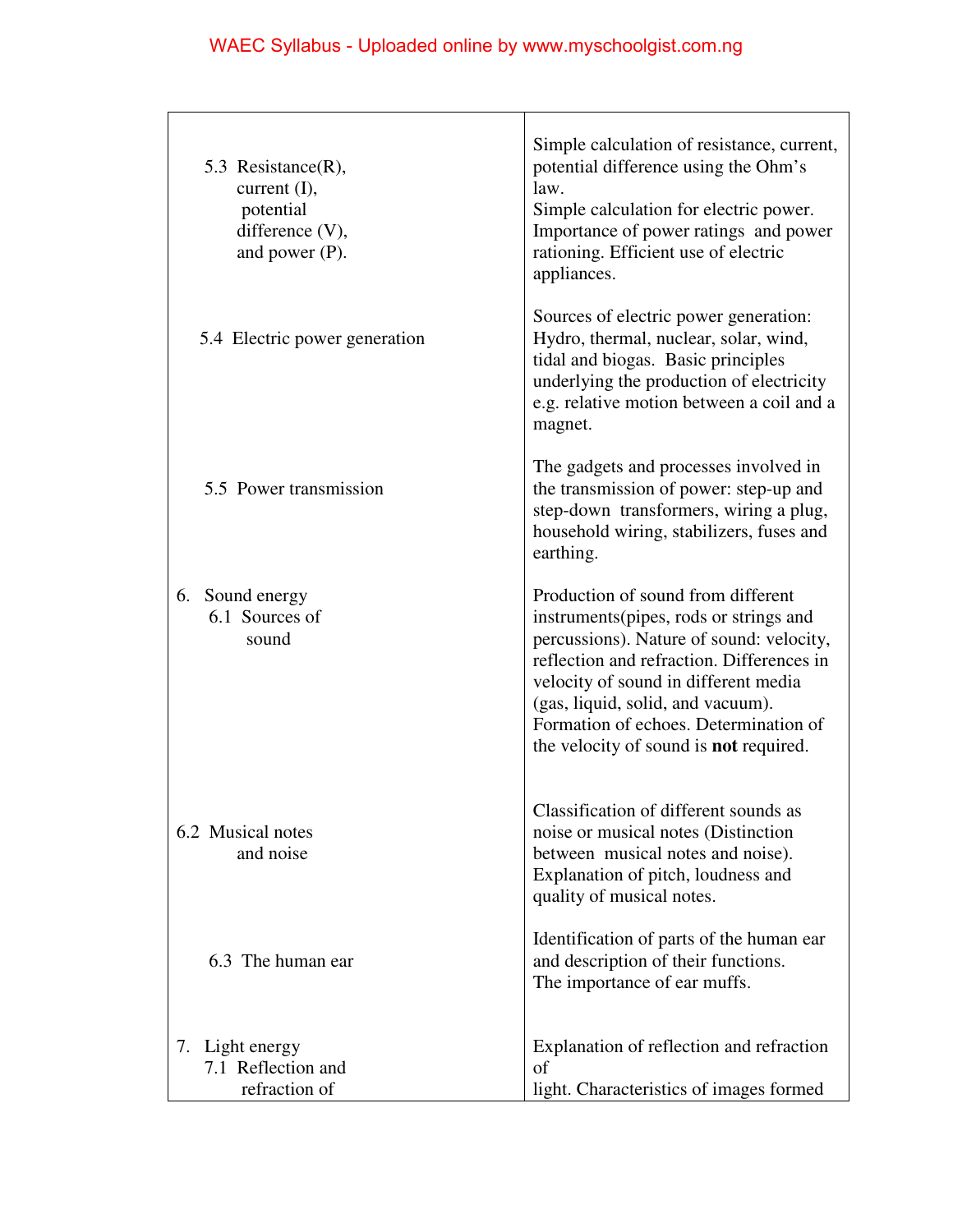| | |
|---|---|
| 5.3 Resistance(R), current (I), potential difference (V), and power (P). | Simple calculation of resistance, current, potential difference using the Ohm's law. Simple calculation for electric power. Importance of power ratings and power rationing. Efficient use of electric appliances. |
| 5.4 Electric power generation | Sources of electric power generation: Hydro, thermal, nuclear, solar, wind, tidal and biogas. Basic principles underlying the production of electricity e.g. relative motion between a coil and a magnet. |
| 5.5 Power transmission | The gadgets and processes involved in the transmission of power: step-up and step-down transformers, wiring a plug, household wiring, stabilizers, fuses and earthing. |
| 6. Sound energy<br>6.1 Sources of sound | Production of sound from different instruments(pipes, rods or strings and percussions). Nature of sound: velocity, reflection and refraction. Differences in velocity of sound in different media (gas, liquid, solid, and vacuum). Formation of echoes. Determination of the velocity of sound is **not** required. |
| 6.2 Musical notes and noise | Classification of different sounds as noise or musical notes (Distinction between musical notes and noise). Explanation of pitch, loudness and quality of musical notes. |
| 6.3 The human ear | Identification of parts of the human ear and description of their functions. The importance of ear muffs. |
| 7. Light energy<br>7.1 Reflection and refraction of | Explanation of reflection and refraction of light. Characteristics of images formed |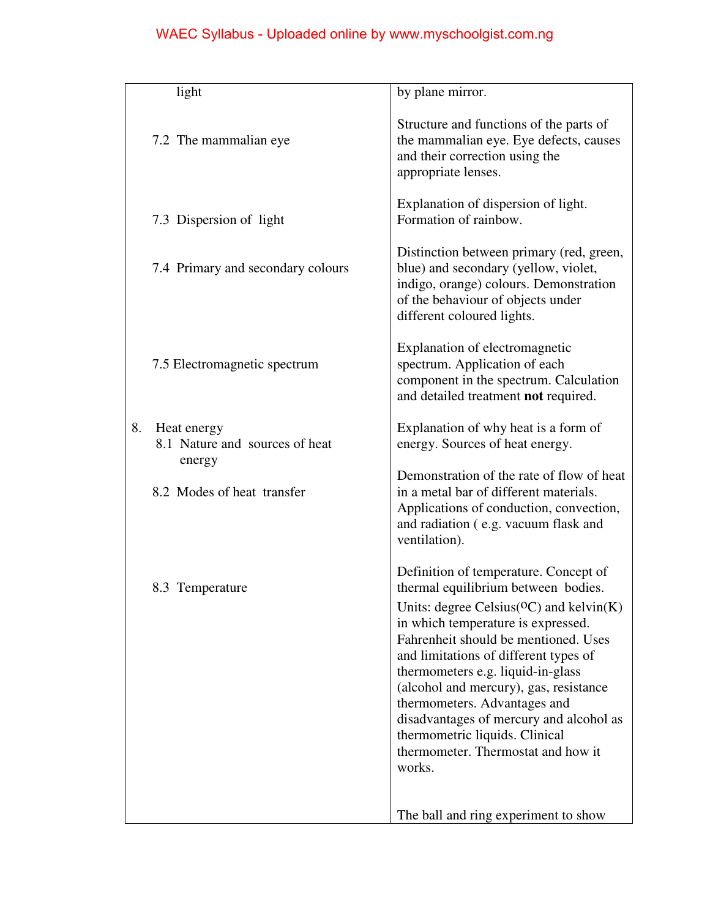| | |
|---|---|
| light | by plane mirror. |
| 7.2 The mammalian eye | Structure and functions of the parts of the mammalian eye. Eye defects, causes and their correction using the appropriate lenses. |
| 7.3 Dispersion of light | Explanation of dispersion of light. Formation of rainbow. |
| 7.4 Primary and secondary colours | Distinction between primary (red, green, blue) and secondary (yellow, violet, indigo, orange) colours. Demonstration of the behaviour of objects under different coloured lights. |
| 7.5 Electromagnetic spectrum | Explanation of electromagnetic spectrum. Application of each component in the spectrum. Calculation and detailed treatment **not** required. |
| 8. Heat energy<br>8.1 Nature and sources of heat energy | Explanation of why heat is a form of energy. Sources of heat energy. |
| 8.2 Modes of heat transfer | Demonstration of the rate of flow of heat in a metal bar of different materials. Applications of conduction, convection, and radiation ( e.g. vacuum flask and ventilation). |
| 8.3 Temperature | Definition of temperature. Concept of thermal equilibrium between bodies.<br>Units: degree Celsius($^{o}$C) and kelvin(K) in which temperature is expressed. Fahrenheit should be mentioned. Uses and limitations of different types of thermometers e.g. liquid-in-glass (alcohol and mercury), gas, resistance thermometers. Advantages and disadvantages of mercury and alcohol as thermometric liquids. Clinical thermometer. Thermostat and how it works. |
| | The ball and ring experiment to show |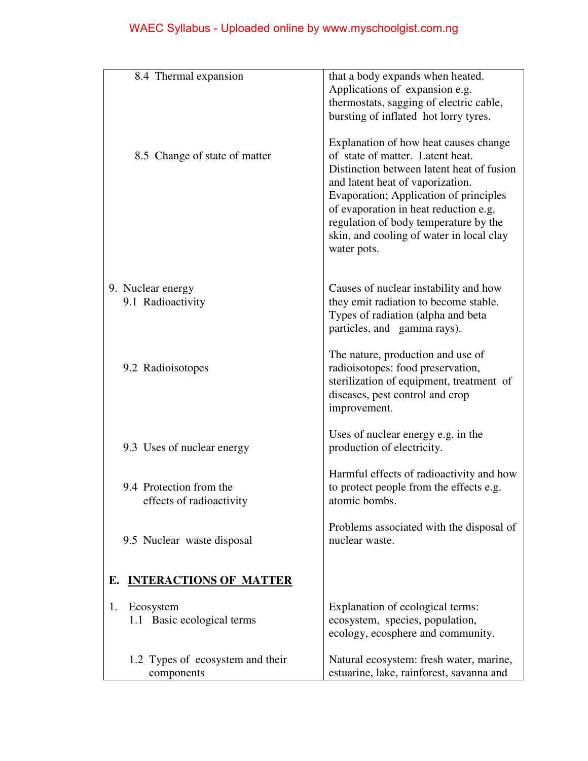| | |
|---|---|
| 8.4 Thermal expansion | that a body expands when heated. Applications of expansion e.g. thermostats, sagging of electric cable, bursting of inflated hot lorry tyres. |
| 8.5 Change of state of matter | Explanation of how heat causes change of state of matter. Latent heat. Distinction between latent heat of fusion and latent heat of vaporization. Evaporation; Application of principles of evaporation in heat reduction e.g. regulation of body temperature by the skin, and cooling of water in local clay water pots. |
| 9. Nuclear energy<br>9.1 Radioactivity | Causes of nuclear instability and how they emit radiation to become stable. Types of radiation (alpha and beta particles, and gamma rays). |
| 9.2 Radioisotopes | The nature, production and use of radioisotopes: food preservation, sterilization of equipment, treatment of diseases, pest control and crop improvement. |
| 9.3 Uses of nuclear energy | Uses of nuclear energy e.g. in the production of electricity. |
| 9.4 Protection from the effects of radioactivity | Harmful effects of radioactivity and how to protect people from the effects e.g. atomic bombs. |
| 9.5 Nuclear waste disposal | Problems associated with the disposal of nuclear waste. |
| **E. <u>INTERACTIONS OF MATTER</u>** | |
| 1. Ecosystem<br>1.1 Basic ecological terms | Explanation of ecological terms: ecosystem, species, population, ecology, ecosphere and community. |
| 1.2 Types of ecosystem and their components | Natural ecosystem: fresh water, marine, estuarine, lake, rainforest, savanna and |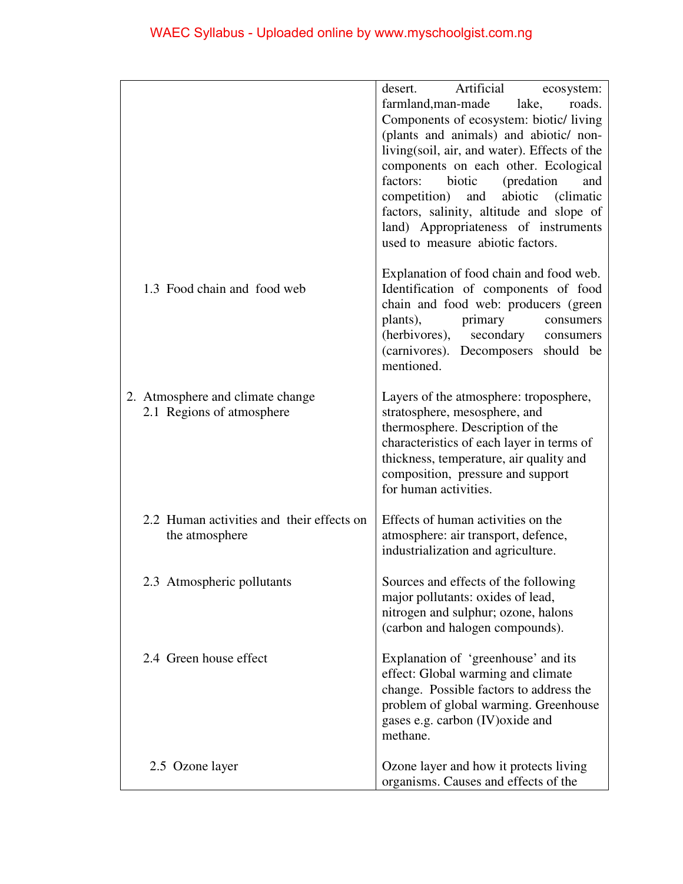| | |
|---|---|
| | desert. Artificial ecosystem: farmland,man-made lake, roads. Components of ecosystem: biotic/ living (plants and animals) and abiotic/ non-living(soil, air, and water). Effects of the components on each other. Ecological factors: biotic (predation and competition) and abiotic (climatic factors, salinity, altitude and slope of land) Appropriateness of instruments used to measure abiotic factors. |
| 1.3 Food chain and food web | Explanation of food chain and food web. Identification of components of food chain and food web: producers (green plants), primary consumers (herbivores), secondary consumers (carnivores). Decomposers should be mentioned. |
| 2. Atmosphere and climate change<br>2.1 Regions of atmosphere | Layers of the atmosphere: troposphere, stratosphere, mesosphere, and thermosphere. Description of the characteristics of each layer in terms of thickness, temperature, air quality and composition, pressure and support for human activities. |
| 2.2 Human activities and their effects on the atmosphere | Effects of human activities on the atmosphere: air transport, defence, industrialization and agriculture. |
| 2.3 Atmospheric pollutants | Sources and effects of the following major pollutants: oxides of lead, nitrogen and sulphur; ozone, halons (carbon and halogen compounds). |
| 2.4 Green house effect | Explanation of 'greenhouse' and its effect: Global warming and climate change. Possible factors to address the problem of global warming. Greenhouse gases e.g. carbon (IV)oxide and methane. |
| 2.5 Ozone layer | Ozone layer and how it protects living organisms. Causes and effects of the |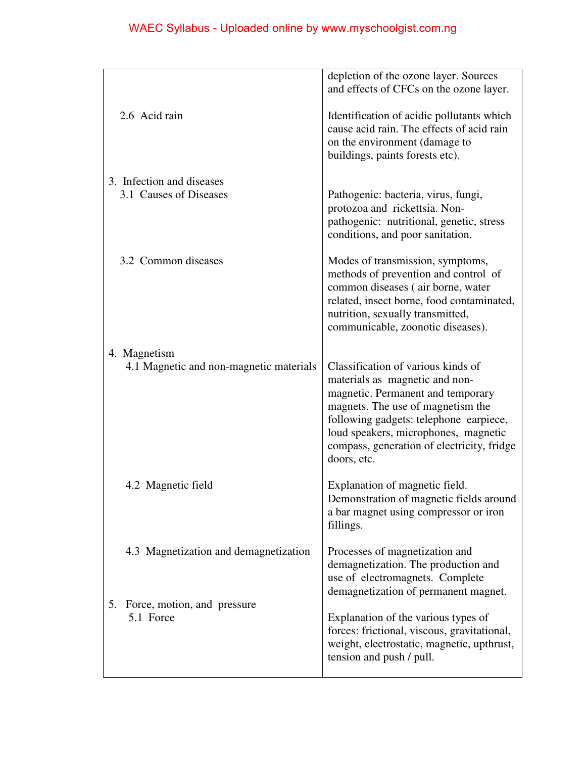| | |
|---|---|
| | depletion of the ozone layer. Sources and effects of CFCs on the ozone layer. |
| 2.6 Acid rain | Identification of acidic pollutants which cause acid rain. The effects of acid rain on the environment (damage to buildings, paints forests etc). |
| 3. Infection and diseases | |
| 3.1 Causes of Diseases | Pathogenic: bacteria, virus, fungi, protozoa and rickettsia. Non-pathogenic: nutritional, genetic, stress conditions, and poor sanitation. |
| 3.2 Common diseases | Modes of transmission, symptoms, methods of prevention and control of common diseases ( air borne, water related, insect borne, food contaminated, nutrition, sexually transmitted, communicable, zoonotic diseases). |
| 4. Magnetism | |
| 4.1 Magnetic and non-magnetic materials | Classification of various kinds of materials as magnetic and non-magnetic. Permanent and temporary magnets. The use of magnetism the following gadgets: telephone earpiece, loud speakers, microphones, magnetic compass, generation of electricity, fridge doors, etc. |
| 4.2 Magnetic field | Explanation of magnetic field. Demonstration of magnetic fields around a bar magnet using compressor or iron fillings. |
| 4.3 Magnetization and demagnetization | Processes of magnetization and demagnetization. The production and use of electromagnets. Complete demagnetization of permanent magnet. |
| 5. Force, motion, and pressure | |
| 5.1 Force | Explanation of the various types of forces: frictional, viscous, gravitational, weight, electrostatic, magnetic, upthrust, tension and push / pull. |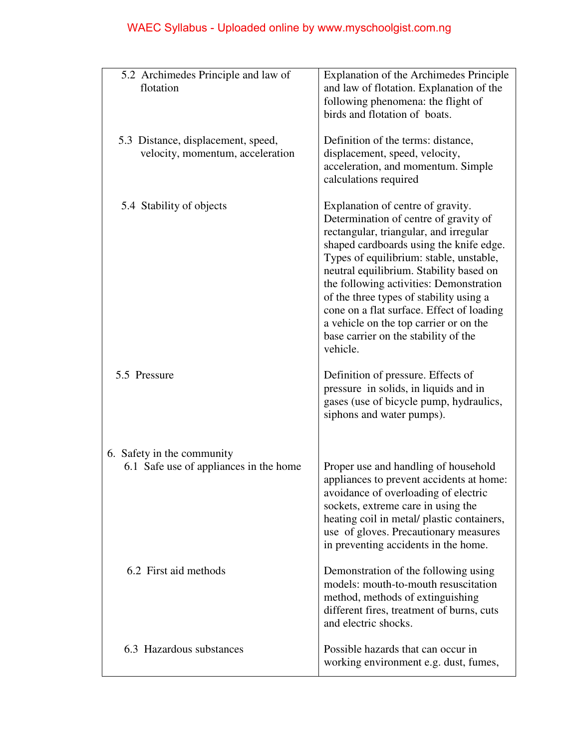| | |
|---|---|
| 5.2 Archimedes Principle and law of flotation | Explanation of the Archimedes Principle and law of flotation. Explanation of the following phenomena: the flight of birds and flotation of boats. |
| 5.3 Distance, displacement, speed, velocity, momentum, acceleration | Definition of the terms: distance, displacement, speed, velocity, acceleration, and momentum. Simple calculations required |
| 5.4 Stability of objects | Explanation of centre of gravity. Determination of centre of gravity of rectangular, triangular, and irregular shaped cardboards using the knife edge. Types of equilibrium: stable, unstable, neutral equilibrium. Stability based on the following activities: Demonstration of the three types of stability using a cone on a flat surface. Effect of loading a vehicle on the top carrier or on the base carrier on the stability of the vehicle. |
| 5.5 Pressure | Definition of pressure. Effects of pressure in solids, in liquids and in gases (use of bicycle pump, hydraulics, siphons and water pumps). |
| 6. Safety in the community | |
| 6.1 Safe use of appliances in the home | Proper use and handling of household appliances to prevent accidents at home: avoidance of overloading of electric sockets, extreme care in using the heating coil in metal/ plastic containers, use of gloves. Precautionary measures in preventing accidents in the home. |
| 6.2 First aid methods | Demonstration of the following using models: mouth-to-mouth resuscitation method, methods of extinguishing different fires, treatment of burns, cuts and electric shocks. |
| 6.3 Hazardous substances | Possible hazards that can occur in working environment e.g. dust, fumes, |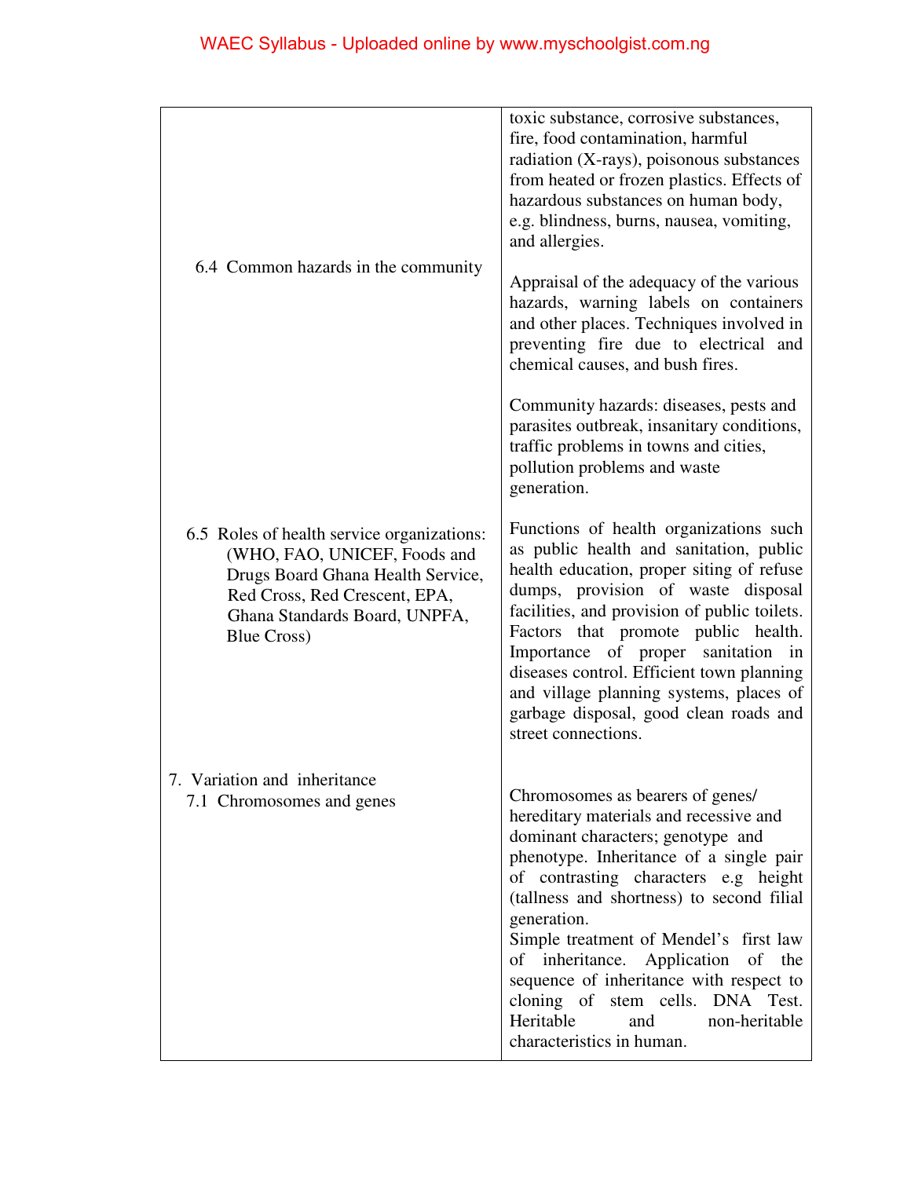| | |
|---|---|
| 6.4 Common hazards in the community | toxic substance, corrosive substances, fire, food contamination, harmful radiation (X-rays), poisonous substances from heated or frozen plastics. Effects of hazardous substances on human body, e.g. blindness, burns, nausea, vomiting, and allergies.<br><br>Appraisal of the adequacy of the various hazards, warning labels on containers and other places. Techniques involved in preventing fire due to electrical and chemical causes, and bush fires.<br><br>Community hazards: diseases, pests and parasites outbreak, insanitary conditions, traffic problems in towns and cities, pollution problems and waste generation. |
| 6.5 Roles of health service organizations: (WHO, FAO, UNICEF, Foods and Drugs Board Ghana Health Service, Red Cross, Red Crescent, EPA, Ghana Standards Board, UNPFA, Blue Cross) | Functions of health organizations such as public health and sanitation, public health education, proper siting of refuse dumps, provision of waste disposal facilities, and provision of public toilets. Factors that promote public health. Importance of proper sanitation in diseases control. Efficient town planning and village planning systems, places of garbage disposal, good clean roads and street connections. |
| 7. Variation and inheritance<br>7.1 Chromosomes and genes | Chromosomes as bearers of genes/ hereditary materials and recessive and dominant characters; genotype and phenotype. Inheritance of a single pair of contrasting characters e.g height (tallness and shortness) to second filial generation.<br>Simple treatment of Mendel's first law of inheritance. Application of the sequence of inheritance with respect to cloning of stem cells. DNA Test. Heritable and non-heritable characteristics in human. |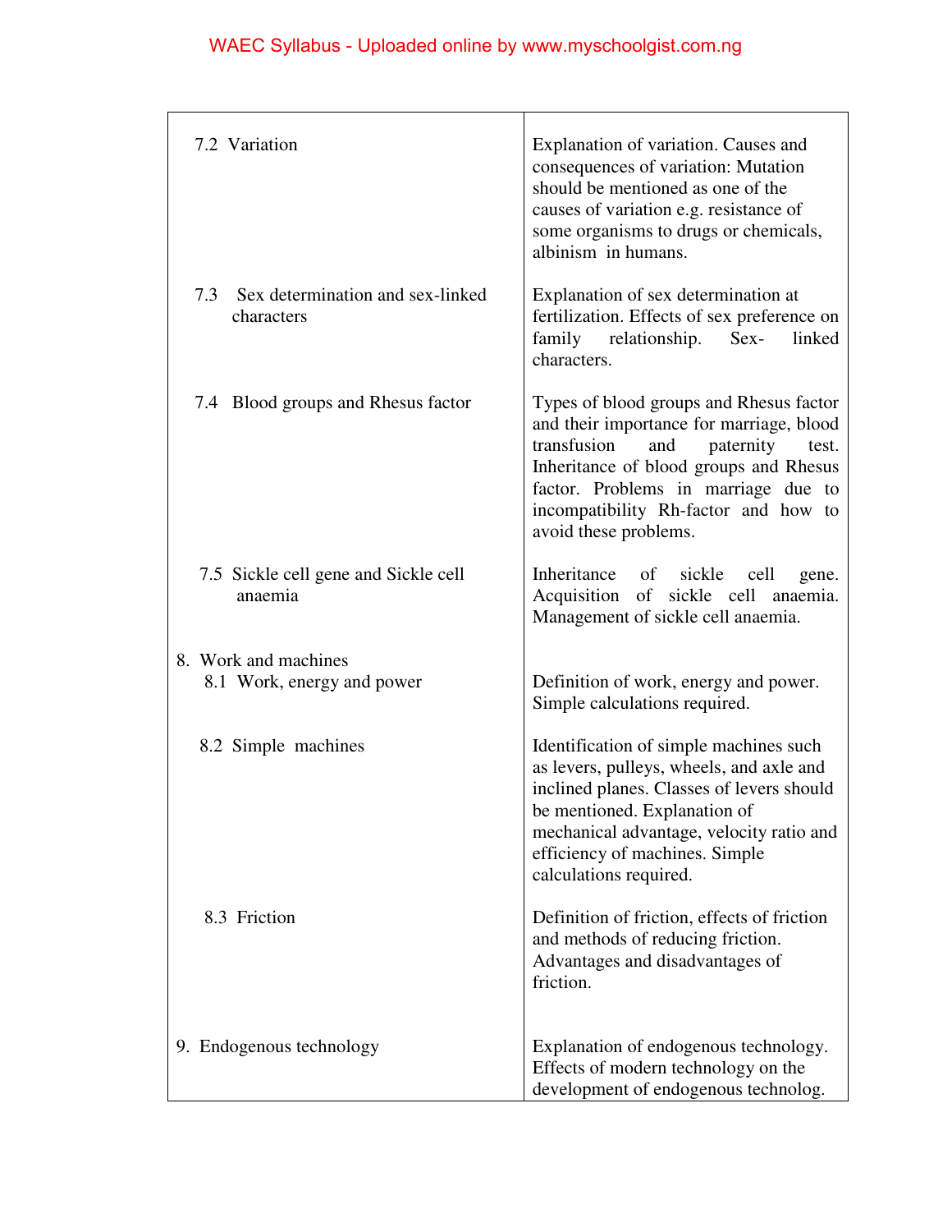| | |
|---|---|
| 7.2 Variation | Explanation of variation. Causes and consequences of variation: Mutation should be mentioned as one of the causes of variation e.g. resistance of some organisms to drugs or chemicals, albinism in humans. |
| 7.3 Sex determination and sex-linked characters | Explanation of sex determination at fertilization. Effects of sex preference on family relationship. Sex- linked characters. |
| 7.4 Blood groups and Rhesus factor | Types of blood groups and Rhesus factor and their importance for marriage, blood transfusion and paternity test. Inheritance of blood groups and Rhesus factor. Problems in marriage due to incompatibility Rh-factor and how to avoid these problems. |
| 7.5 Sickle cell gene and Sickle cell anaemia | Inheritance of sickle cell gene. Acquisition of sickle cell anaemia. Management of sickle cell anaemia. |
| 8. Work and machines | |
| 8.1 Work, energy and power | Definition of work, energy and power. Simple calculations required. |
| 8.2 Simple machines | Identification of simple machines such as levers, pulleys, wheels, and axle and inclined planes. Classes of levers should be mentioned. Explanation of mechanical advantage, velocity ratio and efficiency of machines. Simple calculations required. |
| 8.3 Friction | Definition of friction, effects of friction and methods of reducing friction. Advantages and disadvantages of friction. |
| 9. Endogenous technology | Explanation of endogenous technology. Effects of modern technology on the development of endogenous technolog. |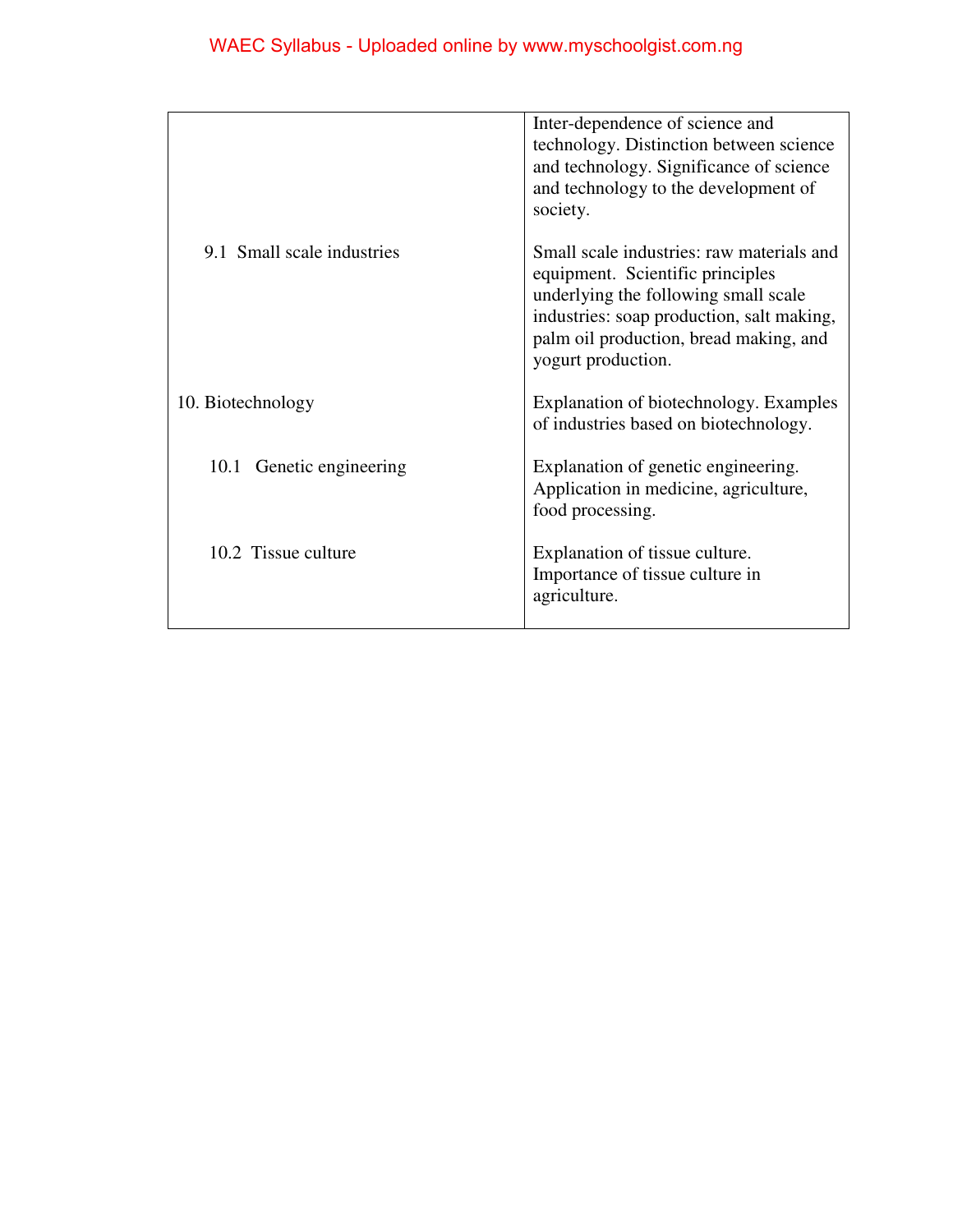| | |
|---|---|
| | Inter-dependence of science and technology. Distinction between science and technology. Significance of science and technology to the development of society. |
| 9.1 Small scale industries | Small scale industries: raw materials and equipment. Scientific principles underlying the following small scale industries: soap production, salt making, palm oil production, bread making, and yogurt production. |
| 10. Biotechnology | Explanation of biotechnology. Examples of industries based on biotechnology. |
| 10.1 Genetic engineering | Explanation of genetic engineering. Application in medicine, agriculture, food processing. |
| 10.2 Tissue culture | Explanation of tissue culture. Importance of tissue culture in agriculture. |